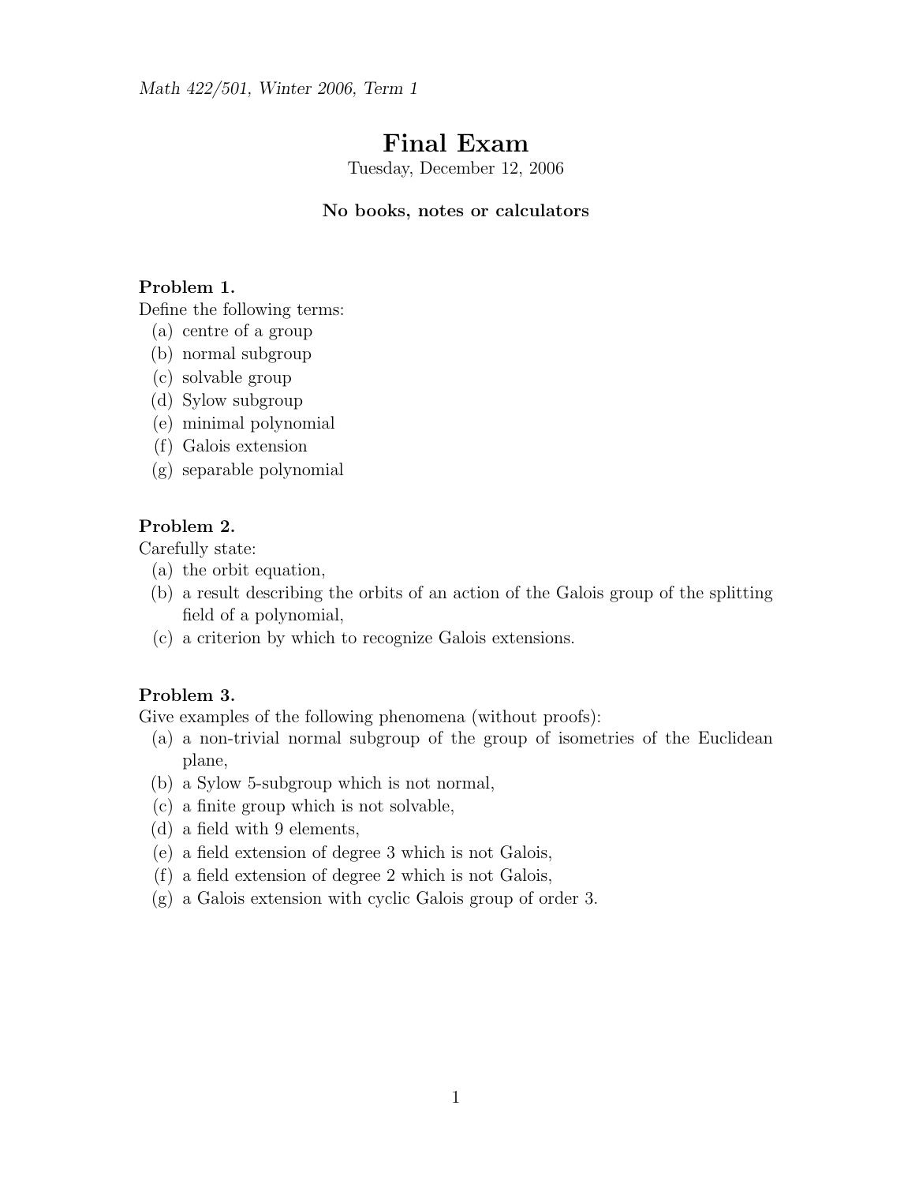*Math 422/501, Winter 2006, Term 1*

# Final Exam

Tuesday, December 12, 2006

**No books, notes or calculators**

### Problem 1.

Define the following terms:

(a) centre of a group
(b) normal subgroup
(c) solvable group
(d) Sylow subgroup
(e) minimal polynomial
(f) Galois extension
(g) separable polynomial

### Problem 2.

Carefully state:

(a) the orbit equation,
(b) a result describing the orbits of an action of the Galois group of the splitting field of a polynomial,
(c) a criterion by which to recognize Galois extensions.

### Problem 3.

Give examples of the following phenomena (without proofs):

(a) a non-trivial normal subgroup of the group of isometries of the Euclidean plane,
(b) a Sylow 5-subgroup which is not normal,
(c) a finite group which is not solvable,
(d) a field with 9 elements,
(e) a field extension of degree 3 which is not Galois,
(f) a field extension of degree 2 which is not Galois,
(g) a Galois extension with cyclic Galois group of order 3.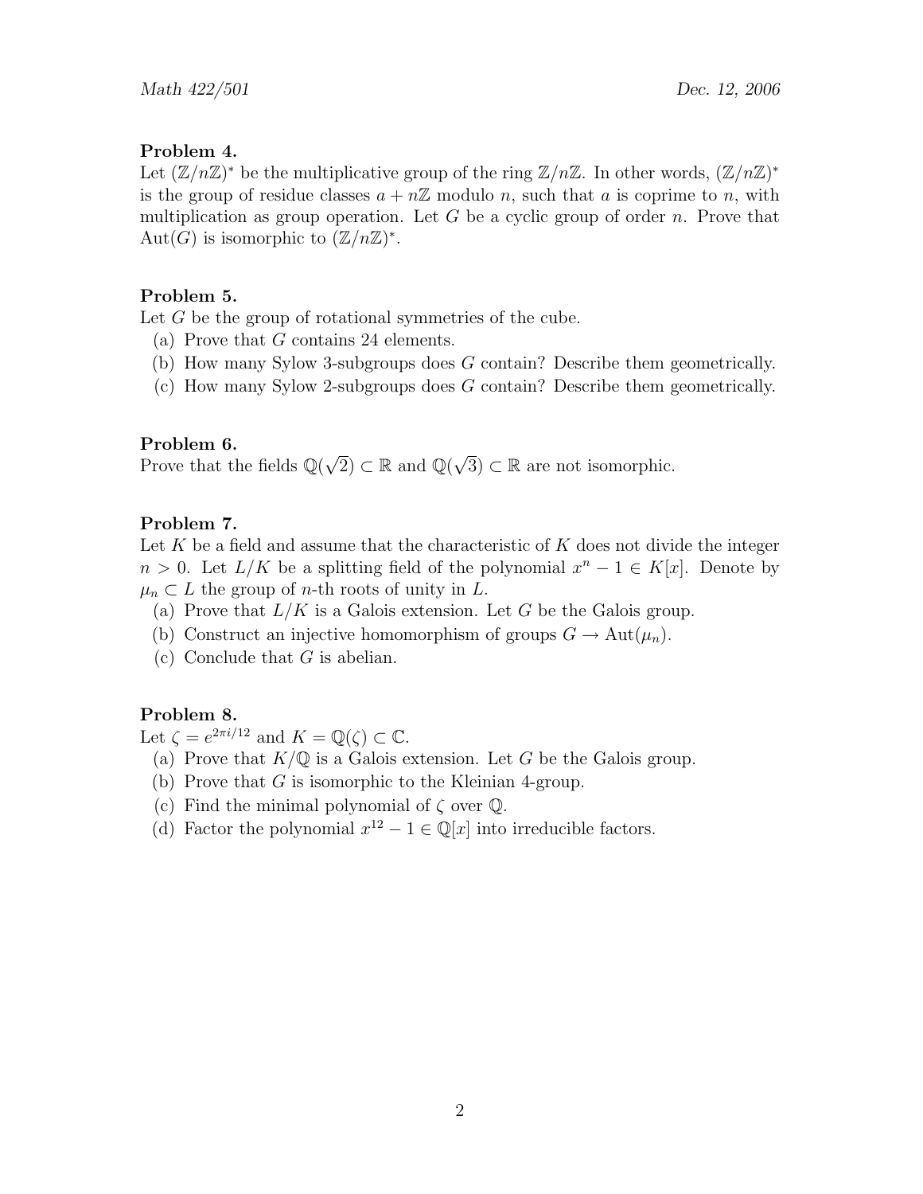**Problem 4.**
Let $(\mathbb{Z}/n\mathbb{Z})^*$ be the multiplicative group of the ring $\mathbb{Z}/n\mathbb{Z}$. In other words, $(\mathbb{Z}/n\mathbb{Z})^*$ is the group of residue classes $a + n\mathbb{Z}$ modulo $n$, such that $a$ is coprime to $n$, with multiplication as group operation. Let $G$ be a cyclic group of order $n$. Prove that $\mathrm{Aut}(G)$ is isomorphic to $(\mathbb{Z}/n\mathbb{Z})^*$.

**Problem 5.**
Let $G$ be the group of rotational symmetries of the cube.

(a) Prove that $G$ contains 24 elements.
(b) How many Sylow 3-subgroups does $G$ contain? Describe them geometrically.
(c) How many Sylow 2-subgroups does $G$ contain? Describe them geometrically.

**Problem 6.**
Prove that the fields $\mathbb{Q}(\sqrt{2}) \subset \mathbb{R}$ and $\mathbb{Q}(\sqrt{3}) \subset \mathbb{R}$ are not isomorphic.

**Problem 7.**
Let $K$ be a field and assume that the characteristic of $K$ does not divide the integer $n > 0$. Let $L/K$ be a splitting field of the polynomial $x^n - 1 \in K[x]$. Denote by $\mu_n \subset L$ the group of $n$-th roots of unity in $L$.

(a) Prove that $L/K$ is a Galois extension. Let $G$ be the Galois group.
(b) Construct an injective homomorphism of groups $G \to \mathrm{Aut}(\mu_n)$.
(c) Conclude that $G$ is abelian.

**Problem 8.**
Let $\zeta = e^{2\pi i/12}$ and $K = \mathbb{Q}(\zeta) \subset \mathbb{C}$.

(a) Prove that $K/\mathbb{Q}$ is a Galois extension. Let $G$ be the Galois group.
(b) Prove that $G$ is isomorphic to the Kleinian 4-group.
(c) Find the minimal polynomial of $\zeta$ over $\mathbb{Q}$.
(d) Factor the polynomial $x^{12} - 1 \in \mathbb{Q}[x]$ into irreducible factors.